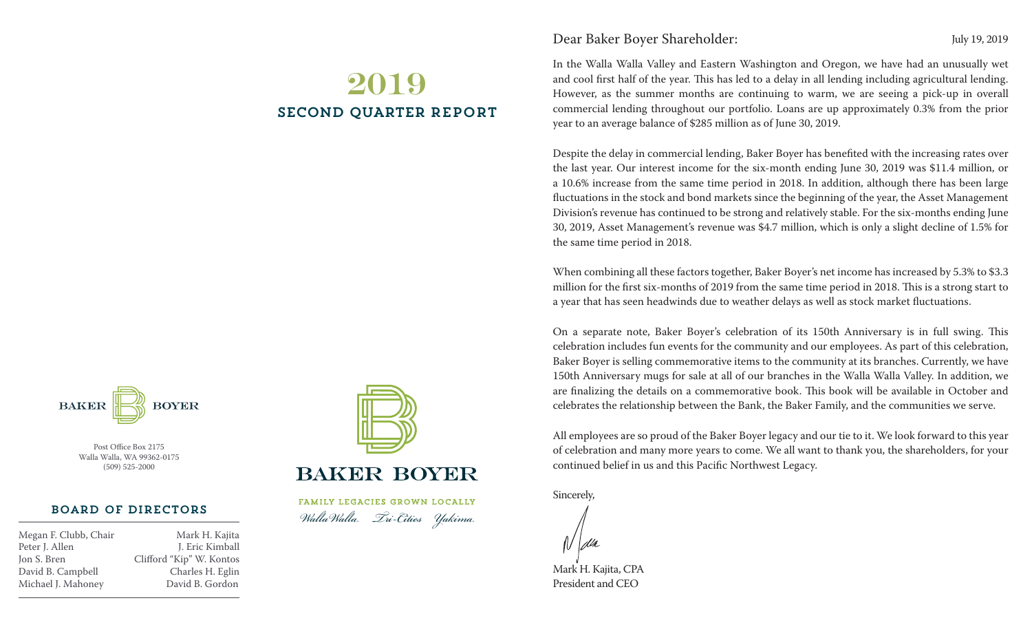# 2019

## SECOND QUARTER REPORT

BAKER BOYER

Post Office Box 2175
Walla Walla, WA 99362-0175
(509) 525-2000

### BOARD OF DIRECTORS

| | |
|---|---|
| Megan F. Clubb, Chair | Mark H. Kajita |
| Peter J. Allen | J. Eric Kimball |
| Jon S. Bren | Clifford "Kip" W. Kontos |
| David B. Campbell | Charles H. Eglin |
| Michael J. Mahoney | David B. Gordon |

BAKER BOYER

FAMILY LEGACIES GROWN LOCALLY

*Walla Walla. Tri-Cities Yakima.*

Dear Baker Boyer Shareholder:

July 19, 2019

In the Walla Walla Valley and Eastern Washington and Oregon, we have had an unusually wet and cool first half of the year. This has led to a delay in all lending including agricultural lending. However, as the summer months are continuing to warm, we are seeing a pick-up in overall commercial lending throughout our portfolio. Loans are up approximately 0.3% from the prior year to an average balance of $285 million as of June 30, 2019.

Despite the delay in commercial lending, Baker Boyer has benefited with the increasing rates over the last year. Our interest income for the six-month ending June 30, 2019 was $11.4 million, or a 10.6% increase from the same time period in 2018. In addition, although there has been large fluctuations in the stock and bond markets since the beginning of the year, the Asset Management Division's revenue has continued to be strong and relatively stable. For the six-months ending June 30, 2019, Asset Management's revenue was $4.7 million, which is only a slight decline of 1.5% for the same time period in 2018.

When combining all these factors together, Baker Boyer's net income has increased by 5.3% to $3.3 million for the first six-months of 2019 from the same time period in 2018. This is a strong start to a year that has seen headwinds due to weather delays as well as stock market fluctuations.

On a separate note, Baker Boyer's celebration of its 150th Anniversary is in full swing. This celebration includes fun events for the community and our employees. As part of this celebration, Baker Boyer is selling commemorative items to the community at its branches. Currently, we have 150th Anniversary mugs for sale at all of our branches in the Walla Walla Valley. In addition, we are finalizing the details on a commemorative book. This book will be available in October and celebrates the relationship between the Bank, the Baker Family, and the communities we serve.

All employees are so proud of the Baker Boyer legacy and our tie to it. We look forward to this year of celebration and many more years to come. We all want to thank you, the shareholders, for your continued belief in us and this Pacific Northwest Legacy.

Sincerely,

Mark H. Kajita, CPA
President and CEO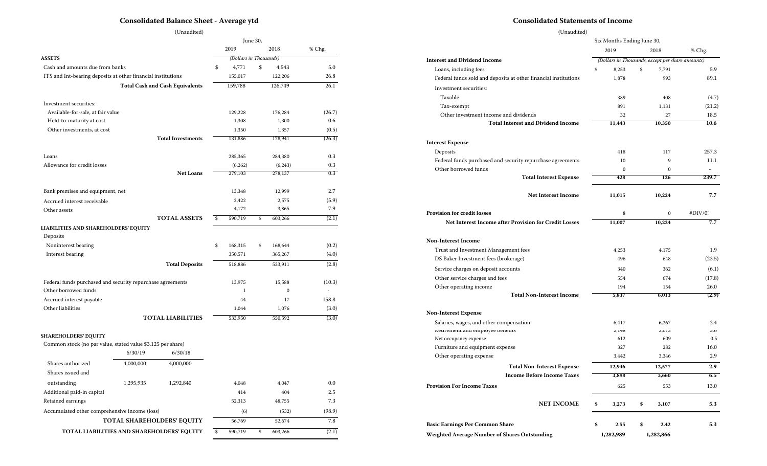## Consolidated Balance Sheet - Average ytd

(Unaudited)

| | | June 30, 2019 | June 30, 2018 | % Chg. |
|---|---|---|---|---|
| | | *(Dollars in Thousands)* | | |
| **ASSETS** | | | | |
| Cash and amounts due from banks | | $ 4,771 | $ 4,543 | 5.0 |
| FFS and Int-bearing deposits at other financial institutions | | 155,017 | 122,206 | 26.8 |
| **Total Cash and Cash Equivalents** | | 159,788 | 126,749 | 26.1 |
| Investment securities: | | | | |
| Available-for-sale, at fair value | | 129,228 | 176,284 | (26.7) |
| Held-to-maturity at cost | | 1,308 | 1,300 | 0.6 |
| Other investments, at cost | | 1,350 | 1,357 | (0.5) |
| **Total Investments** | | 131,886 | 178,941 | (26.3) |
| Loans | | 285,365 | 284,380 | 0.3 |
| Allowance for credit losses | | (6,262) | (6,243) | 0.3 |
| **Net Loans** | | 279,103 | 278,137 | 0.3 |
| Bank premises and equipment, net | | 13,348 | 12,999 | 2.7 |
| Accrued interest receivable | | 2,422 | 2,575 | (5.9) |
| Other assets | | 4,172 | 3,865 | 7.9 |
| **TOTAL ASSETS** | | $ 590,719 | $ 603,266 | (2.1) |
| **LIABILITIES AND SHAREHOLDERS' EQUITY** | | | | |
| Deposits | | | | |
| Noninterest bearing | | $ 168,315 | $ 168,644 | (0.2) |
| Interest bearing | | 350,571 | 365,267 | (4.0) |
| **Total Deposits** | | 518,886 | 533,911 | (2.8) |
| Federal funds purchased and security repurchase agreements | | 13,975 | 15,588 | (10.3) |
| Other borrowed funds | | 1 | 0 | - |
| Accrued interest payable | | 44 | 17 | 158.8 |
| Other liabilities | | 1,044 | 1,076 | (3.0) |
| **TOTAL LIABILITIES** | | 533,950 | 550,592 | (3.0) |
| **SHAREHOLDERS' EQUITY** | | | | |
| Common stock (no par value, stated value $3.125 per share) | 6/30/19 / 6/30/18 | | | |
| Shares authorized | 4,000,000 / 4,000,000 | | | |
| Shares issued and outstanding | 1,295,935 / 1,292,840 | 4,048 | 4,047 | 0.0 |
| Additional paid-in capital | | 414 | 404 | 2.5 |
| Retained earnings | | 52,313 | 48,755 | 7.3 |
| Accumulated other comprehensive income (loss) | | (6) | (532) | (98.9) |
| **TOTAL SHAREHOLDERS' EQUITY** | | 56,769 | 52,674 | 7.8 |
| **TOTAL LIABILITIES AND SHAREHOLDERS' EQUITY** | | $ 590,719 | $ 603,266 | (2.1) |

## Consolidated Statements of Income

(Unaudited)

| | Six Months Ending June 30, 2019 | 2018 | % Chg. |
|---|---|---|---|
| | *(Dollars in Thousands, except per share amounts)* | | |
| **Interest and Dividend Income** | | | |
| Loans, including fees | $ 8,253 | $ 7,791 | 5.9 |
| Federal funds sold and deposits at other financial institutions | 1,878 | 993 | 89.1 |
| Investment securities: | | | |
| Taxable | 389 | 408 | (4.7) |
| Tax-exempt | 891 | 1,131 | (21.2) |
| Other investment income and dividends | 32 | 27 | 18.5 |
| **Total Interest and Dividend Income** | 11,443 | 10,350 | 10.6 |
| **Interest Expense** | | | |
| Deposits | 418 | 117 | 257.3 |
| Federal funds purchased and security repurchase agreements | 10 | 9 | 11.1 |
| Other borrowed funds | 0 | 0 | - |
| **Total Interest Expense** | 428 | 126 | 239.7 |
| **Net Interest Income** | 11,015 | 10,224 | 7.7 |
| **Provision for credit losses** | 8 | 0 | #DIV/0! |
| **Net Interest Income after Provision for Credit Losses** | 11,007 | 10,224 | 7.7 |
| **Non-Interest Income** | | | |
| Trust and Investment Management fees | 4,253 | 4,175 | 1.9 |
| DS Baker Investment fees (brokerage) | 496 | 648 | (23.5) |
| Service charges on deposit accounts | 340 | 362 | (6.1) |
| Other service charges and fees | 554 | 674 | (17.8) |
| Other operating income | 194 | 154 | 26.0 |
| **Total Non-Interest Income** | 5,837 | 6,013 | (2.9) |
| **Non-Interest Expense** | | | |
| Salaries, wages, and other compensation | 6,417 | 6,267 | 2.4 |
| Retirement and employee benefits | 2,148 | 2,073 | 3.6 |
| Net occupancy expense | 612 | 609 | 0.5 |
| Furniture and equipment expense | 327 | 282 | 16.0 |
| Other operating expense | 3,442 | 3,346 | 2.9 |
| **Total Non-Interest Expense** | 12,946 | 12,577 | 2.9 |
| **Income Before Income Taxes** | 3,898 | 3,660 | 6.5 |
| **Provision For Income Taxes** | 625 | 553 | 13.0 |
| **NET INCOME** | $ 3,273 | $ 3,107 | 5.3 |
| **Basic Earnings Per Common Share** | $ 2.55 | $ 2.42 | 5.3 |
| **Weighted Average Number of Shares Outstanding** | 1,282,989 | 1,282,866 | |